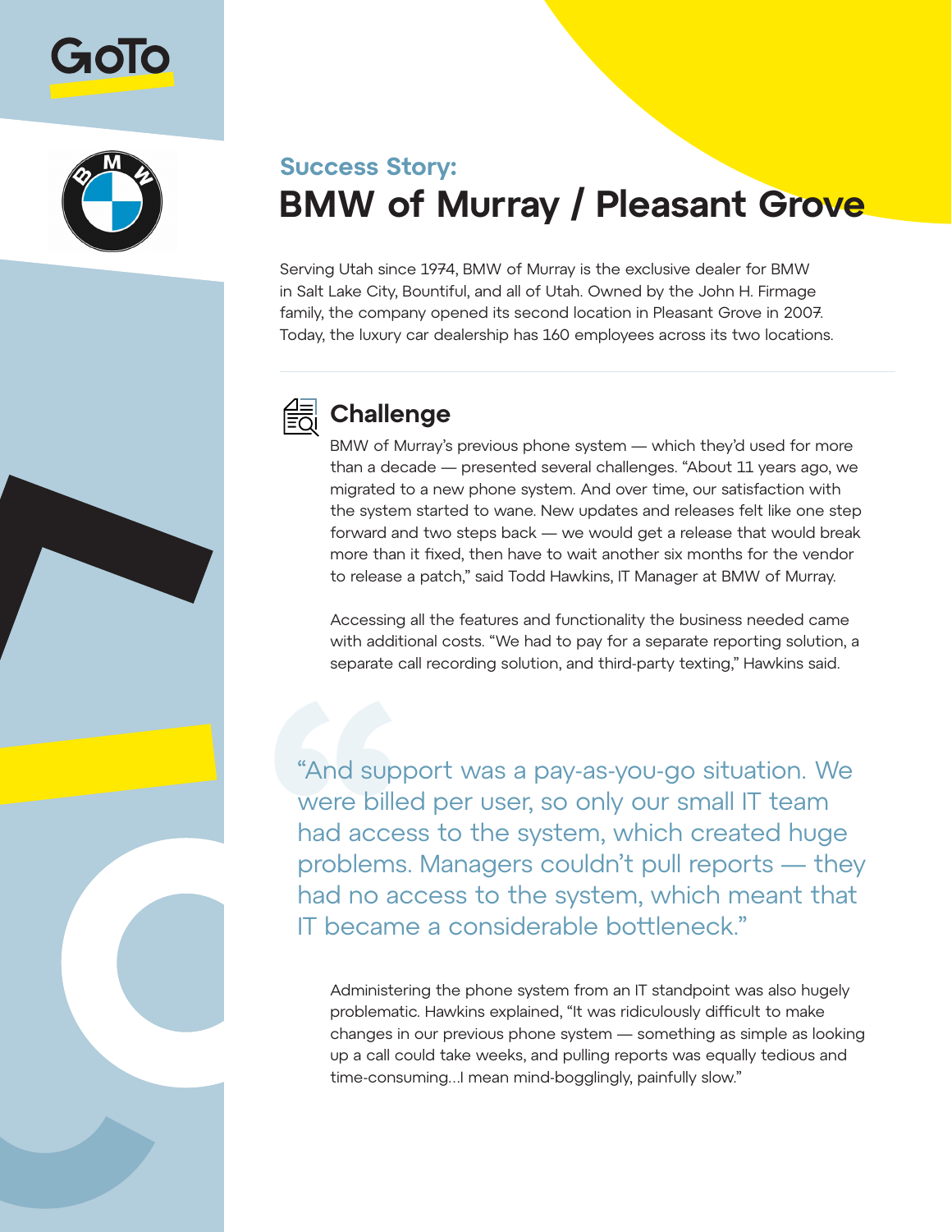## Success Story:

# BMW of Murray / Pleasant Grove

Serving Utah since 1974, BMW of Murray is the exclusive dealer for BMW in Salt Lake City, Bountiful, and all of Utah. Owned by the John H. Firmage family, the company opened its second location in Pleasant Grove in 2007. Today, the luxury car dealership has 160 employees across its two locations.

## Challenge

BMW of Murray's previous phone system — which they'd used for more than a decade — presented several challenges. "About 11 years ago, we migrated to a new phone system. And over time, our satisfaction with the system started to wane. New updates and releases felt like one step forward and two steps back — we would get a release that would break more than it fixed, then have to wait another six months for the vendor to release a patch," said Todd Hawkins, IT Manager at BMW of Murray.

Accessing all the features and functionality the business needed came with additional costs. "We had to pay for a separate reporting solution, a separate call recording solution, and third-party texting," Hawkins said.

> "And support was a pay-as-you-go situation. We were billed per user, so only our small IT team had access to the system, which created huge problems. Managers couldn't pull reports — they had no access to the system, which meant that IT became a considerable bottleneck."

Administering the phone system from an IT standpoint was also hugely problematic. Hawkins explained, "It was ridiculously difficult to make changes in our previous phone system — something as simple as looking up a call could take weeks, and pulling reports was equally tedious and time-consuming...I mean mind-bogglingly, painfully slow."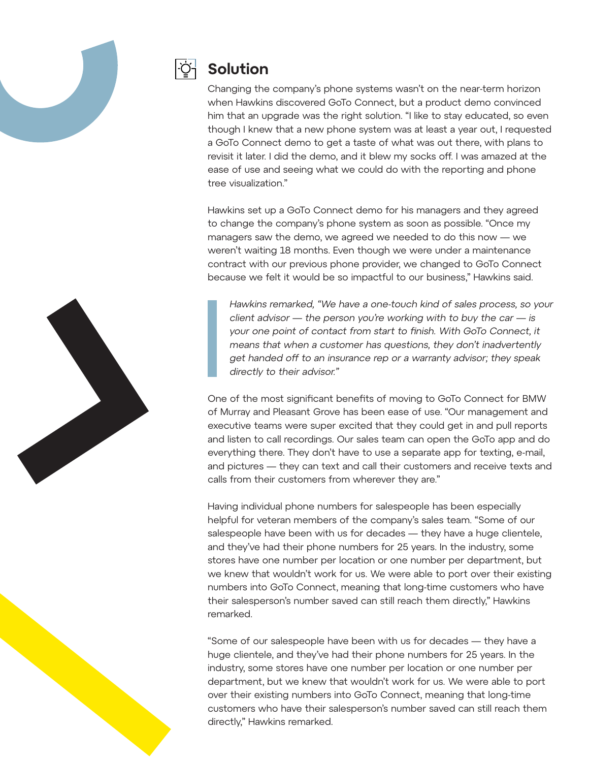## Solution

Changing the company's phone systems wasn't on the near-term horizon when Hawkins discovered GoTo Connect, but a product demo convinced him that an upgrade was the right solution. "I like to stay educated, so even though I knew that a new phone system was at least a year out, I requested a GoTo Connect demo to get a taste of what was out there, with plans to revisit it later. I did the demo, and it blew my socks off. I was amazed at the ease of use and seeing what we could do with the reporting and phone tree visualization."

Hawkins set up a GoTo Connect demo for his managers and they agreed to change the company's phone system as soon as possible. "Once my managers saw the demo, we agreed we needed to do this now — we weren't waiting 18 months. Even though we were under a maintenance contract with our previous phone provider, we changed to GoTo Connect because we felt it would be so impactful to our business," Hawkins said.

> *Hawkins remarked, "We have a one-touch kind of sales process, so your client advisor — the person you're working with to buy the car — is your one point of contact from start to finish. With GoTo Connect, it means that when a customer has questions, they don't inadvertently get handed off to an insurance rep or a warranty advisor; they speak directly to their advisor."*

One of the most significant benefits of moving to GoTo Connect for BMW of Murray and Pleasant Grove has been ease of use. "Our management and executive teams were super excited that they could get in and pull reports and listen to call recordings. Our sales team can open the GoTo app and do everything there. They don't have to use a separate app for texting, e-mail, and pictures — they can text and call their customers and receive texts and calls from their customers from wherever they are."

Having individual phone numbers for salespeople has been especially helpful for veteran members of the company's sales team. "Some of our salespeople have been with us for decades — they have a huge clientele, and they've had their phone numbers for 25 years. In the industry, some stores have one number per location or one number per department, but we knew that wouldn't work for us. We were able to port over their existing numbers into GoTo Connect, meaning that long-time customers who have their salesperson's number saved can still reach them directly," Hawkins remarked.

"Some of our salespeople have been with us for decades — they have a huge clientele, and they've had their phone numbers for 25 years. In the industry, some stores have one number per location or one number per department, but we knew that wouldn't work for us. We were able to port over their existing numbers into GoTo Connect, meaning that long-time customers who have their salesperson's number saved can still reach them directly," Hawkins remarked.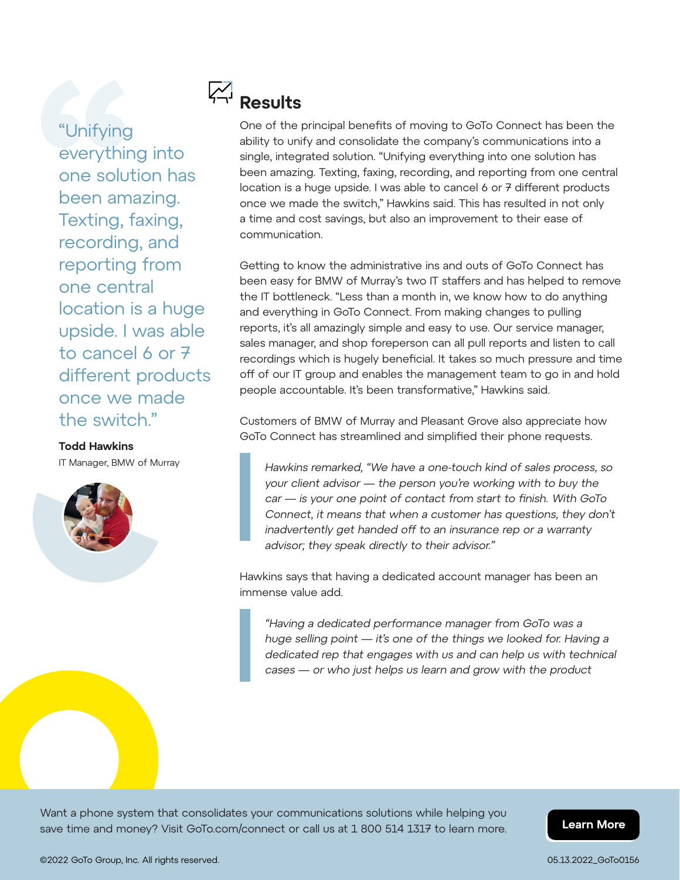> "Unifying everything into one solution has been amazing. Texting, faxing, recording, and reporting from one central location is a huge upside. I was able to cancel 6 or 7 different products once we made the switch."

**Todd Hawkins**
IT Manager, BMW of Murray

## Results

One of the principal benefits of moving to GoTo Connect has been the ability to unify and consolidate the company's communications into a single, integrated solution. "Unifying everything into one solution has been amazing. Texting, faxing, recording, and reporting from one central location is a huge upside. I was able to cancel 6 or 7 different products once we made the switch," Hawkins said. This has resulted in not only a time and cost savings, but also an improvement to their ease of communication.

Getting to know the administrative ins and outs of GoTo Connect has been easy for BMW of Murray's two IT staffers and has helped to remove the IT bottleneck. "Less than a month in, we know how to do anything and everything in GoTo Connect. From making changes to pulling reports, it's all amazingly simple and easy to use. Our service manager, sales manager, and shop foreperson can all pull reports and listen to call recordings which is hugely beneficial. It takes so much pressure and time off of our IT group and enables the management team to go in and hold people accountable. It's been transformative," Hawkins said.

Customers of BMW of Murray and Pleasant Grove also appreciate how GoTo Connect has streamlined and simplified their phone requests.

> *Hawkins remarked, "We have a one-touch kind of sales process, so your client advisor — the person you're working with to buy the car — is your one point of contact from start to finish. With GoTo Connect, it means that when a customer has questions, they don't inadvertently get handed off to an insurance rep or a warranty advisor; they speak directly to their advisor."*

Hawkins says that having a dedicated account manager has been an immense value add.

> *"Having a dedicated performance manager from GoTo was a huge selling point — it's one of the things we looked for. Having a dedicated rep that engages with us and can help us with technical cases — or who just helps us learn and grow with the product*

Want a phone system that consolidates your communications solutions while helping you save time and money? Visit GoTo.com/connect or call us at 1 800 514 1317 to learn more.

**Learn More**

©2022 GoTo Group, Inc. All rights reserved.

05.13.2022_GoTo0156